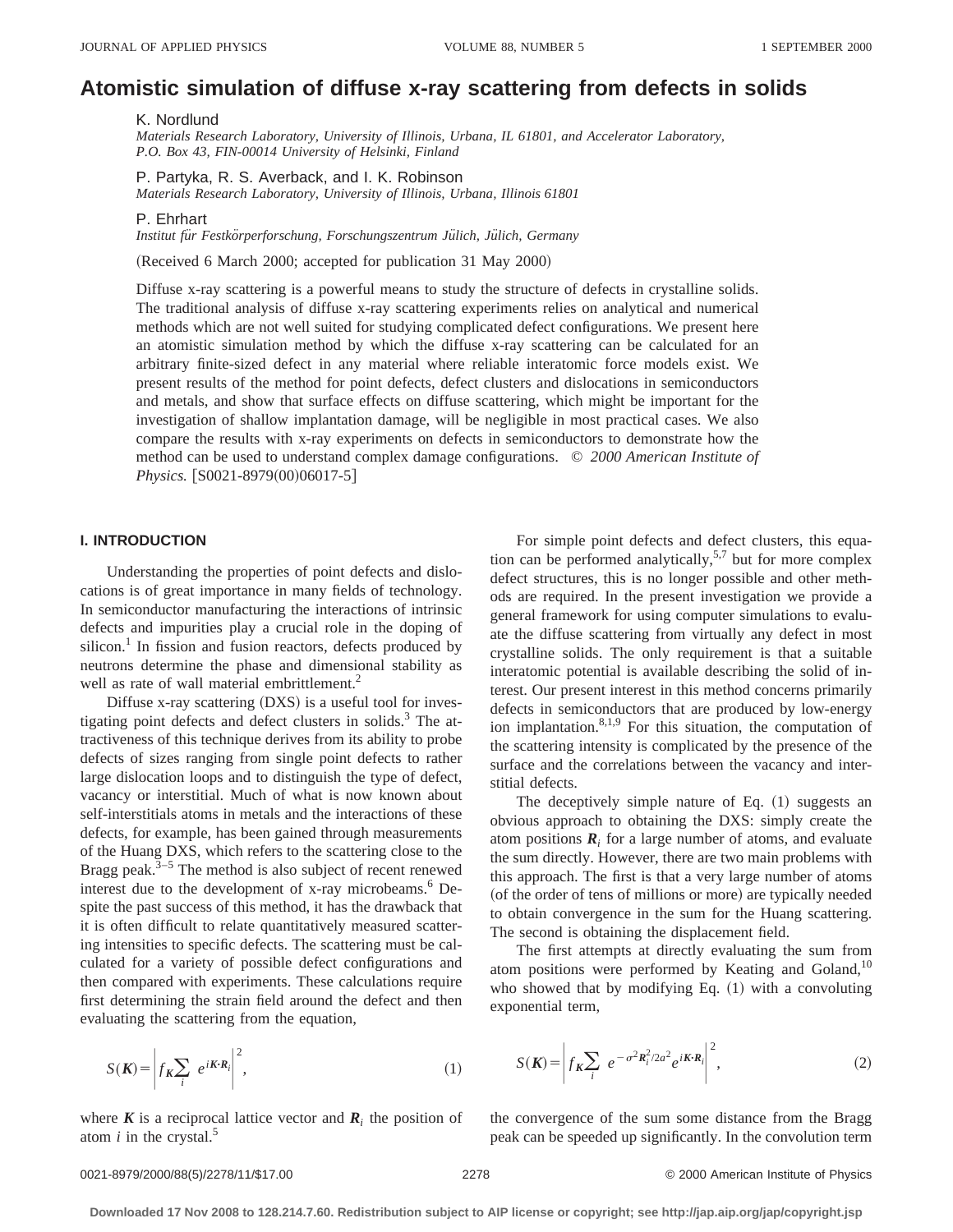# Atomistic simulation of diffuse x-ray scattering from defects in solids

K. Nordlund

*Materials Research Laboratory, University of Illinois, Urbana, IL 61801, and Accelerator Laboratory, P.O. Box 43, FIN-00014 University of Helsinki, Finland*

P. Partyka, R. S. Averback, and I. K. Robinson

*Materials Research Laboratory, University of Illinois, Urbana, Illinois 61801*

P. Ehrhart

*Institut für Festkörperforschung, Forschungszentrum Jülich, Jülich, Germany*

(Received 6 March 2000; accepted for publication 31 May 2000)

Diffuse x-ray scattering is a powerful means to study the structure of defects in crystalline solids. The traditional analysis of diffuse x-ray scattering experiments relies on analytical and numerical methods which are not well suited for studying complicated defect configurations. We present here an atomistic simulation method by which the diffuse x-ray scattering can be calculated for an arbitrary finite-sized defect in any material where reliable interatomic force models exist. We present results of the method for point defects, defect clusters and dislocations in semiconductors and metals, and show that surface effects on diffuse scattering, which might be important for the investigation of shallow implantation damage, will be negligible in most practical cases. We also compare the results with x-ray experiments on defects in semiconductors to demonstrate how the method can be used to understand complex damage configurations. © *2000 American Institute of Physics.* [S0021-8979(00)06017-5]

## I. INTRODUCTION

Understanding the properties of point defects and dislocations is of great importance in many fields of technology. In semiconductor manufacturing the interactions of intrinsic defects and impurities play a crucial role in the doping of silicon.[1] In fission and fusion reactors, defects produced by neutrons determine the phase and dimensional stability as well as rate of wall material embrittlement.[2]

Diffuse x-ray scattering (DXS) is a useful tool for investigating point defects and defect clusters in solids.[3] The attractiveness of this technique derives from its ability to probe defects of sizes ranging from single point defects to rather large dislocation loops and to distinguish the type of defect, vacancy or interstitial. Much of what is now known about self-interstitials atoms in metals and the interactions of these defects, for example, has been gained through measurements of the Huang DXS, which refers to the scattering close to the Bragg peak.[3–5] The method is also subject of recent renewed interest due to the development of x-ray microbeams.[6] Despite the past success of this method, it has the drawback that it is often difficult to relate quantitatively measured scattering intensities to specific defects. The scattering must be calculated for a variety of possible defect configurations and then compared with experiments. These calculations require first determining the strain field around the defect and then evaluating the scattering from the equation,

$$S(\boldsymbol{K}) = \left| f_{\boldsymbol{K}} \sum_i e^{i\boldsymbol{K}\cdot\boldsymbol{R}_i} \right|^2, \tag{1}$$

where $\boldsymbol{K}$ is a reciprocal lattice vector and $\boldsymbol{R}_i$ the position of atom $i$ in the crystal.[5]

For simple point defects and defect clusters, this equation can be performed analytically,[5,7] but for more complex defect structures, this is no longer possible and other methods are required. In the present investigation we provide a general framework for using computer simulations to evaluate the diffuse scattering from virtually any defect in most crystalline solids. The only requirement is that a suitable interatomic potential is available describing the solid of interest. Our present interest in this method concerns primarily defects in semiconductors that are produced by low-energy ion implantation.[8,1,9] For this situation, the computation of the scattering intensity is complicated by the presence of the surface and the correlations between the vacancy and interstitial defects.

The deceptively simple nature of Eq. (1) suggests an obvious approach to obtaining the DXS: simply create the atom positions $\boldsymbol{R}_i$ for a large number of atoms, and evaluate the sum directly. However, there are two main problems with this approach. The first is that a very large number of atoms (of the order of tens of millions or more) are typically needed to obtain convergence in the sum for the Huang scattering. The second is obtaining the displacement field.

The first attempts at directly evaluating the sum from atom positions were performed by Keating and Goland,[10] who showed that by modifying Eq. (1) with a convoluting exponential term,

$$S(\boldsymbol{K}) = \left| f_{\boldsymbol{K}} \sum_i e^{-\sigma^2 \boldsymbol{R}_i^2/2a^2} e^{i\boldsymbol{K}\cdot\boldsymbol{R}_i} \right|^2, \tag{2}$$

the convergence of the sum some distance from the Bragg peak can be speeded up significantly. In the convolution term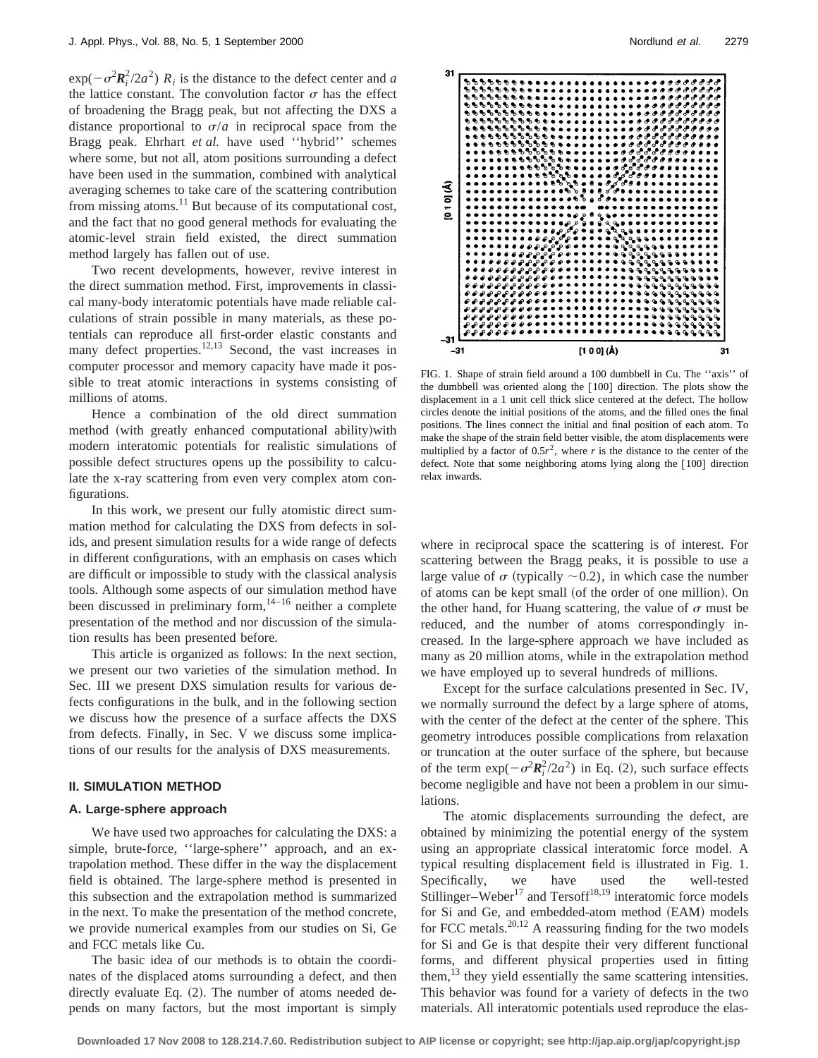$\exp(-\sigma^2 \boldsymbol{R}_i^2/2a^2)$ $R_i$ is the distance to the defect center and $a$ the lattice constant. The convolution factor $\sigma$ has the effect of broadening the Bragg peak, but not affecting the DXS a distance proportional to $\sigma/a$ in reciprocal space from the Bragg peak. Ehrhart *et al.* have used ''hybrid'' schemes where some, but not all, atom positions surrounding a defect have been used in the summation, combined with analytical averaging schemes to take care of the scattering contribution from missing atoms.[11] But because of its computational cost, and the fact that no good general methods for evaluating the atomic-level strain field existed, the direct summation method largely has fallen out of use.

Two recent developments, however, revive interest in the direct summation method. First, improvements in classical many-body interatomic potentials have made reliable calculations of strain possible in many materials, as these potentials can reproduce all first-order elastic constants and many defect properties.[12,13] Second, the vast increases in computer processor and memory capacity have made it possible to treat atomic interactions in systems consisting of millions of atoms.

Hence a combination of the old direct summation method (with greatly enhanced computational ability)with modern interatomic potentials for realistic simulations of possible defect structures opens up the possibility to calculate the x-ray scattering from even very complex atom configurations.

In this work, we present our fully atomistic direct summation method for calculating the DXS from defects in solids, and present simulation results for a wide range of defects in different configurations, with an emphasis on cases which are difficult or impossible to study with the classical analysis tools. Although some aspects of our simulation method have been discussed in preliminary form,[14–16] neither a complete presentation of the method and nor discussion of the simulation results has been presented before.

This article is organized as follows: In the next section, we present our two varieties of the simulation method. In Sec. III we present DXS simulation results for various defects configurations in the bulk, and in the following section we discuss how the presence of a surface affects the DXS from defects. Finally, in Sec. V we discuss some implications of our results for the analysis of DXS measurements.

## II. SIMULATION METHOD

### A. Large-sphere approach

We have used two approaches for calculating the DXS: a simple, brute-force, ''large-sphere'' approach, and an extrapolation method. These differ in the way the displacement field is obtained. The large-sphere method is presented in this subsection and the extrapolation method is summarized in the next. To make the presentation of the method concrete, we provide numerical examples from our studies on Si, Ge and FCC metals like Cu.

The basic idea of our methods is to obtain the coordinates of the displaced atoms surrounding a defect, and then directly evaluate Eq. (2). The number of atoms needed depends on many factors, but the most important is simply where in reciprocal space the scattering is of interest. For scattering between the Bragg peaks, it is possible to use a large value of $\sigma$ (typically $\sim 0.2$), in which case the number of atoms can be kept small (of the order of one million). On the other hand, for Huang scattering, the value of $\sigma$ must be reduced, and the number of atoms correspondingly increased. In the large-sphere approach we have included as many as 20 million atoms, while in the extrapolation method we have employed up to several hundreds of millions.

31

[0 1 0] (Å)

−31

−31

[1 0 0] (Å)

31

FIG. 1. Shape of strain field around a 100 dumbbell in Cu. The ''axis'' of the dumbbell was oriented along the [100] direction. The plots show the displacement in a 1 unit cell thick slice centered at the defect. The hollow circles denote the initial positions of the atoms, and the filled ones the final positions. The lines connect the initial and final position of each atom. To make the shape of the strain field better visible, the atom displacements were multiplied by a factor of $0.5r^2$, where $r$ is the distance to the center of the defect. Note that some neighboring atoms lying along the [100] direction relax inwards.

Except for the surface calculations presented in Sec. IV, we normally surround the defect by a large sphere of atoms, with the center of the defect at the center of the sphere. This geometry introduces possible complications from relaxation or truncation at the outer surface of the sphere, but because of the term $\exp(-\sigma^2 \boldsymbol{R}_i^2/2a^2)$ in Eq. (2), such surface effects become negligible and have not been a problem in our simulations.

The atomic displacements surrounding the defect, are obtained by minimizing the potential energy of the system using an appropriate classical interatomic force model. A typical resulting displacement field is illustrated in Fig. 1. Specifically, we have used the well-tested Stillinger–Weber[17] and Tersoff[18,19] interatomic force models for Si and Ge, and embedded-atom method (EAM) models for FCC metals.[20,12] A reassuring finding for the two models for Si and Ge is that despite their very different functional forms, and different physical properties used in fitting them,[13] they yield essentially the same scattering intensities. This behavior was found for a variety of defects in the two materials. All interatomic potentials used reproduce the elas-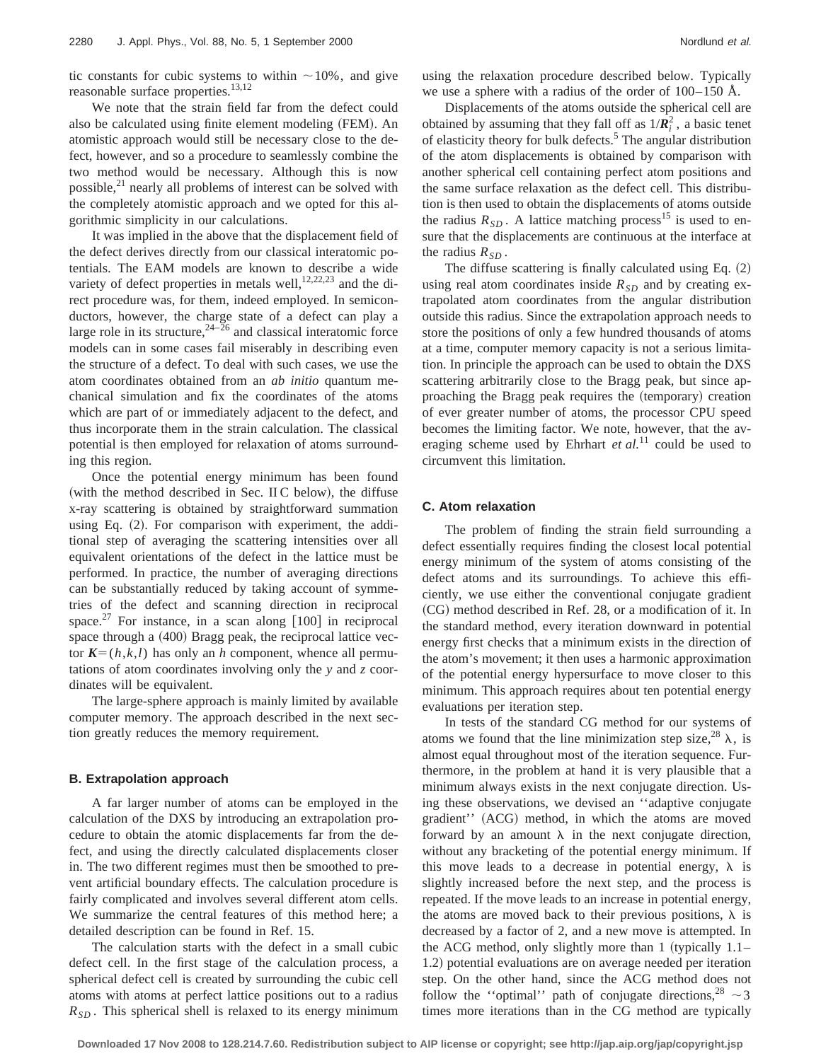tic constants for cubic systems to within $\sim 10\%$, and give reasonable surface properties.[13,12]

We note that the strain field far from the defect could also be calculated using finite element modeling (FEM). An atomistic approach would still be necessary close to the defect, however, and so a procedure to seamlessly combine the two method would be necessary. Although this is now possible,[21] nearly all problems of interest can be solved with the completely atomistic approach and we opted for this algorithmic simplicity in our calculations.

It was implied in the above that the displacement field of the defect derives directly from our classical interatomic potentials. The EAM models are known to describe a wide variety of defect properties in metals well,[12,22,23] and the direct procedure was, for them, indeed employed. In semiconductors, however, the charge state of a defect can play a large role in its structure,[24–26] and classical interatomic force models can in some cases fail miserably in describing even the structure of a defect. To deal with such cases, we use the atom coordinates obtained from an *ab initio* quantum mechanical simulation and fix the coordinates of the atoms which are part of or immediately adjacent to the defect, and thus incorporate them in the strain calculation. The classical potential is then employed for relaxation of atoms surrounding this region.

Once the potential energy minimum has been found (with the method described in Sec. II C below), the diffuse x-ray scattering is obtained by straightforward summation using Eq. (2). For comparison with experiment, the additional step of averaging the scattering intensities over all equivalent orientations of the defect in the lattice must be performed. In practice, the number of averaging directions can be substantially reduced by taking account of symmetries of the defect and scanning direction in reciprocal space.[27] For instance, in a scan along [100] in reciprocal space through a (400) Bragg peak, the reciprocal lattice vector $\boldsymbol{K}=(h,k,l)$ has only an $h$ component, whence all permutations of atom coordinates involving only the $y$ and $z$ coordinates will be equivalent.

The large-sphere approach is mainly limited by available computer memory. The approach described in the next section greatly reduces the memory requirement.

### B. Extrapolation approach

A far larger number of atoms can be employed in the calculation of the DXS by introducing an extrapolation procedure to obtain the atomic displacements far from the defect, and using the directly calculated displacements closer in. The two different regimes must then be smoothed to prevent artificial boundary effects. The calculation procedure is fairly complicated and involves several different atom cells. We summarize the central features of this method here; a detailed description can be found in Ref. 15.

The calculation starts with the defect in a small cubic defect cell. In the first stage of the calculation process, a spherical defect cell is created by surrounding the cubic cell atoms with atoms at perfect lattice positions out to a radius $R_{SD}$. This spherical shell is relaxed to its energy minimum using the relaxation procedure described below. Typically we use a sphere with a radius of the order of 100–150 Å.

Displacements of the atoms outside the spherical cell are obtained by assuming that they fall off as $1/\boldsymbol{R}_i^2$, a basic tenet of elasticity theory for bulk defects.[5] The angular distribution of the atom displacements is obtained by comparison with another spherical cell containing perfect atom positions and the same surface relaxation as the defect cell. This distribution is then used to obtain the displacements of atoms outside the radius $R_{SD}$. A lattice matching process[15] is used to ensure that the displacements are continuous at the interface at the radius $R_{SD}$.

The diffuse scattering is finally calculated using Eq. (2) using real atom coordinates inside $R_{SD}$ and by creating extrapolated atom coordinates from the angular distribution outside this radius. Since the extrapolation approach needs to store the positions of only a few hundred thousands of atoms at a time, computer memory capacity is not a serious limitation. In principle the approach can be used to obtain the DXS scattering arbitrarily close to the Bragg peak, but since approaching the Bragg peak requires the (temporary) creation of ever greater number of atoms, the processor CPU speed becomes the limiting factor. We note, however, that the averaging scheme used by Ehrhart *et al.*[11] could be used to circumvent this limitation.

### C. Atom relaxation

The problem of finding the strain field surrounding a defect essentially requires finding the closest local potential energy minimum of the system of atoms consisting of the defect atoms and its surroundings. To achieve this efficiently, we use either the conventional conjugate gradient (CG) method described in Ref. 28, or a modification of it. In the standard method, every iteration downward in potential energy first checks that a minimum exists in the direction of the atom's movement; it then uses a harmonic approximation of the potential energy hypersurface to move closer to this minimum. This approach requires about ten potential energy evaluations per iteration step.

In tests of the standard CG method for our systems of atoms we found that the line minimization step size,[28] $\lambda$, is almost equal throughout most of the iteration sequence. Furthermore, in the problem at hand it is very plausible that a minimum always exists in the next conjugate direction. Using these observations, we devised an ''adaptive conjugate gradient'' (ACG) method, in which the atoms are moved forward by an amount $\lambda$ in the next conjugate direction, without any bracketing of the potential energy minimum. If this move leads to a decrease in potential energy, $\lambda$ is slightly increased before the next step, and the process is repeated. If the move leads to an increase in potential energy, the atoms are moved back to their previous positions, $\lambda$ is decreased by a factor of 2, and a new move is attempted. In the ACG method, only slightly more than 1 (typically 1.1–1.2) potential evaluations are on average needed per iteration step. On the other hand, since the ACG method does not follow the ''optimal'' path of conjugate directions,[28] $\sim 3$ times more iterations than in the CG method are typically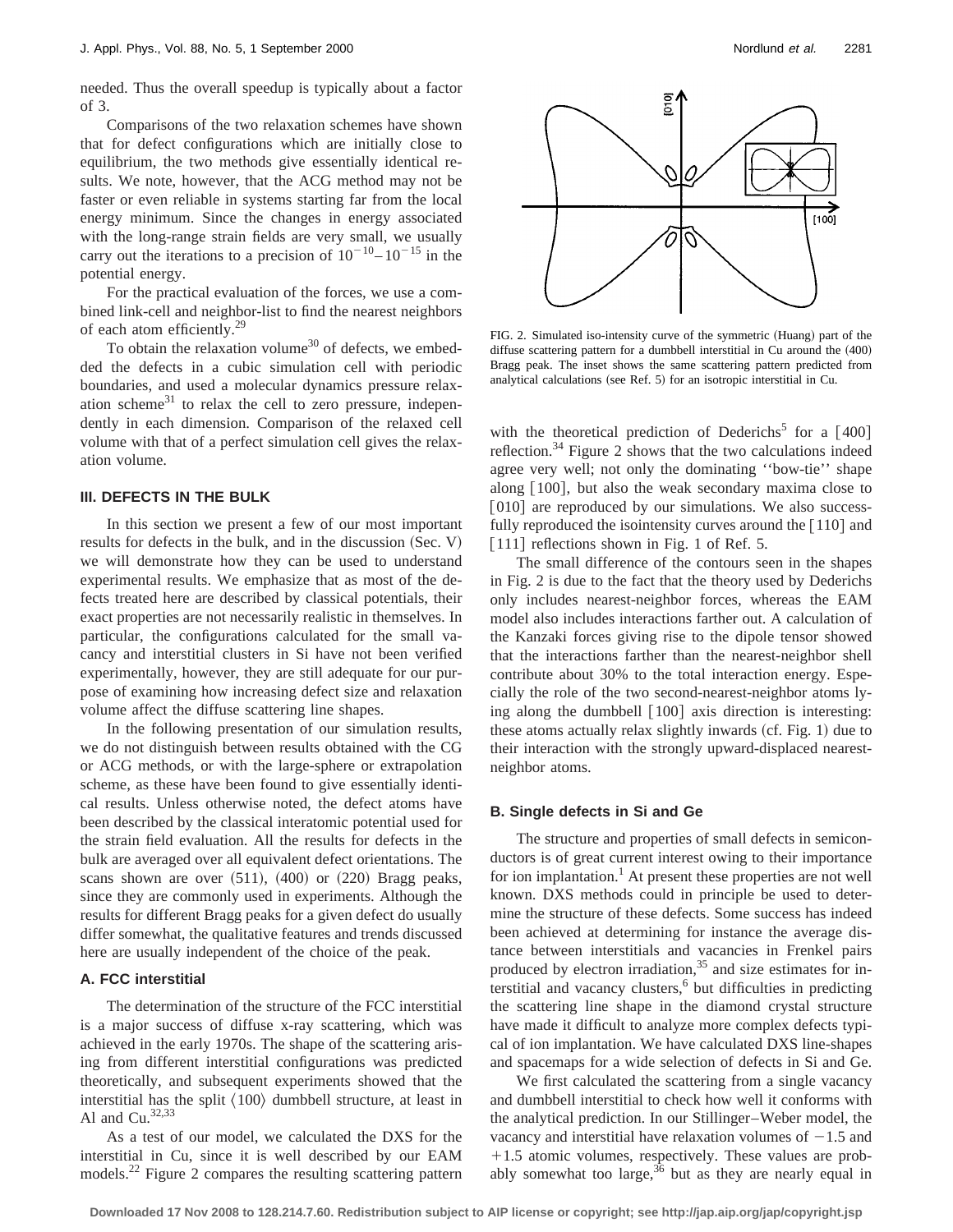needed. Thus the overall speedup is typically about a factor of 3.

Comparisons of the two relaxation schemes have shown that for defect configurations which are initially close to equilibrium, the two methods give essentially identical results. We note, however, that the ACG method may not be faster or even reliable in systems starting far from the local energy minimum. Since the changes in energy associated with the long-range strain fields are very small, we usually carry out the iterations to a precision of $10^{-10}$–$10^{-15}$ in the potential energy.

For the practical evaluation of the forces, we use a combined link-cell and neighbor-list to find the nearest neighbors of each atom efficiently.[29]

To obtain the relaxation volume[30] of defects, we embedded the defects in a cubic simulation cell with periodic boundaries, and used a molecular dynamics pressure relaxation scheme[31] to relax the cell to zero pressure, independently in each dimension. Comparison of the relaxed cell volume with that of a perfect simulation cell gives the relaxation volume.

## III. DEFECTS IN THE BULK

In this section we present a few of our most important results for defects in the bulk, and in the discussion (Sec. V) we will demonstrate how they can be used to understand experimental results. We emphasize that as most of the defects treated here are described by classical potentials, their exact properties are not necessarily realistic in themselves. In particular, the configurations calculated for the small vacancy and interstitial clusters in Si have not been verified experimentally, however, they are still adequate for our purpose of examining how increasing defect size and relaxation volume affect the diffuse scattering line shapes.

In the following presentation of our simulation results, we do not distinguish between results obtained with the CG or ACG methods, or with the large-sphere or extrapolation scheme, as these have been found to give essentially identical results. Unless otherwise noted, the defect atoms have been described by the classical interatomic potential used for the strain field evaluation. All the results for defects in the bulk are averaged over all equivalent defect orientations. The scans shown are over (511), (400) or (220) Bragg peaks, since they are commonly used in experiments. Although the results for different Bragg peaks for a given defect do usually differ somewhat, the qualitative features and trends discussed here are usually independent of the choice of the peak.

### A. FCC interstitial

The determination of the structure of the FCC interstitial is a major success of diffuse x-ray scattering, which was achieved in the early 1970s. The shape of the scattering arising from different interstitial configurations was predicted theoretically, and subsequent experiments showed that the interstitial has the split ⟨100⟩ dumbbell structure, at least in Al and Cu.[32,33]

As a test of our model, we calculated the DXS for the interstitial in Cu, since it is well described by our EAM models.[22] Figure 2 compares the resulting scattering pattern with the theoretical prediction of Dederichs[5] for a [400] reflection.[34] Figure 2 shows that the two calculations indeed agree very well; not only the dominating ''bow-tie'' shape along [100], but also the weak secondary maxima close to [010] are reproduced by our simulations. We also successfully reproduced the isointensity curves around the [110] and [111] reflections shown in Fig. 1 of Ref. 5.

FIG. 2. Simulated iso-intensity curve of the symmetric (Huang) part of the diffuse scattering pattern for a dumbbell interstitial in Cu around the (400) Bragg peak. The inset shows the same scattering pattern predicted from analytical calculations (see Ref. 5) for an isotropic interstitial in Cu.

The small difference of the contours seen in the shapes in Fig. 2 is due to the fact that the theory used by Dederichs only includes nearest-neighbor forces, whereas the EAM model also includes interactions farther out. A calculation of the Kanzaki forces giving rise to the dipole tensor showed that the interactions farther than the nearest-neighbor shell contribute about 30% to the total interaction energy. Especially the role of the two second-nearest-neighbor atoms lying along the dumbbell [100] axis direction is interesting: these atoms actually relax slightly inwards (cf. Fig. 1) due to their interaction with the strongly upward-displaced nearest-neighbor atoms.

### B. Single defects in Si and Ge

The structure and properties of small defects in semiconductors is of great current interest owing to their importance for ion implantation.[1] At present these properties are not well known. DXS methods could in principle be used to determine the structure of these defects. Some success has indeed been achieved at determining for instance the average distance between interstitials and vacancies in Frenkel pairs produced by electron irradiation,[35] and size estimates for interstitial and vacancy clusters,[6] but difficulties in predicting the scattering line shape in the diamond crystal structure have made it difficult to analyze more complex defects typical of ion implantation. We have calculated DXS line-shapes and spacemaps for a wide selection of defects in Si and Ge.

We first calculated the scattering from a single vacancy and dumbbell interstitial to check how well it conforms with the analytical prediction. In our Stillinger–Weber model, the vacancy and interstitial have relaxation volumes of −1.5 and +1.5 atomic volumes, respectively. These values are probably somewhat too large,[36] but as they are nearly equal in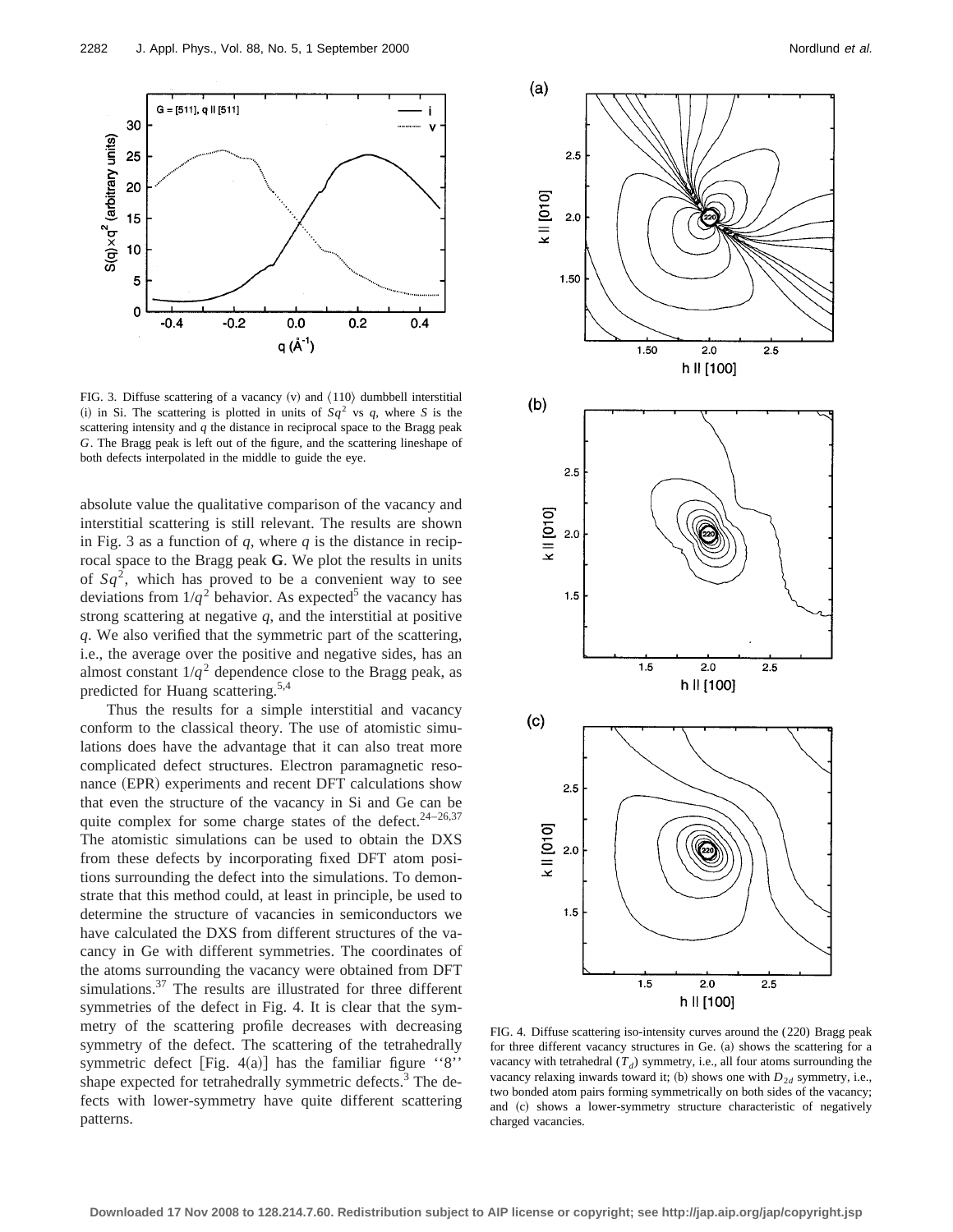FIG. 3. Diffuse scattering of a vacancy (v) and ⟨110⟩ dumbbell interstitial (i) in Si. The scattering is plotted in units of $Sq^2$ vs $q$, where $S$ is the scattering intensity and $q$ the distance in reciprocal space to the Bragg peak $G$. The Bragg peak is left out of the figure, and the scattering lineshape of both defects interpolated in the middle to guide the eye.

absolute value the qualitative comparison of the vacancy and interstitial scattering is still relevant. The results are shown in Fig. 3 as a function of $q$, where $q$ is the distance in reciprocal space to the Bragg peak **G**. We plot the results in units of $Sq^2$, which has proved to be a convenient way to see deviations from $1/q^2$ behavior. As expected[5] the vacancy has strong scattering at negative $q$, and the interstitial at positive $q$. We also verified that the symmetric part of the scattering, i.e., the average over the positive and negative sides, has an almost constant $1/q^2$ dependence close to the Bragg peak, as predicted for Huang scattering.[5,4]

Thus the results for a simple interstitial and vacancy conform to the classical theory. The use of atomistic simulations does have the advantage that it can also treat more complicated defect structures. Electron paramagnetic resonance (EPR) experiments and recent DFT calculations show that even the structure of the vacancy in Si and Ge can be quite complex for some charge states of the defect.[24–26,37] The atomistic simulations can be used to obtain the DXS from these defects by incorporating fixed DFT atom positions surrounding the defect into the simulations. To demonstrate that this method could, at least in principle, be used to determine the structure of vacancies in semiconductors we have calculated the DXS from different structures of the vacancy in Ge with different symmetries. The coordinates of the atoms surrounding the vacancy were obtained from DFT simulations.[37] The results are illustrated for three different symmetries of the defect in Fig. 4. It is clear that the symmetry of the scattering profile decreases with decreasing symmetry of the defect. The scattering of the tetrahedrally symmetric defect [Fig. 4(a)] has the familiar figure ''8'' shape expected for tetrahedrally symmetric defects.[3] The defects with lower-symmetry have quite different scattering patterns.

FIG. 4. Diffuse scattering iso-intensity curves around the (220) Bragg peak for three different vacancy structures in Ge. (a) shows the scattering for a vacancy with tetrahedral ($T_d$) symmetry, i.e., all four atoms surrounding the vacancy relaxing inwards toward it; (b) shows one with $D_{2d}$ symmetry, i.e., two bonded atom pairs forming symmetrically on both sides of the vacancy; and (c) shows a lower-symmetry structure characteristic of negatively charged vacancies.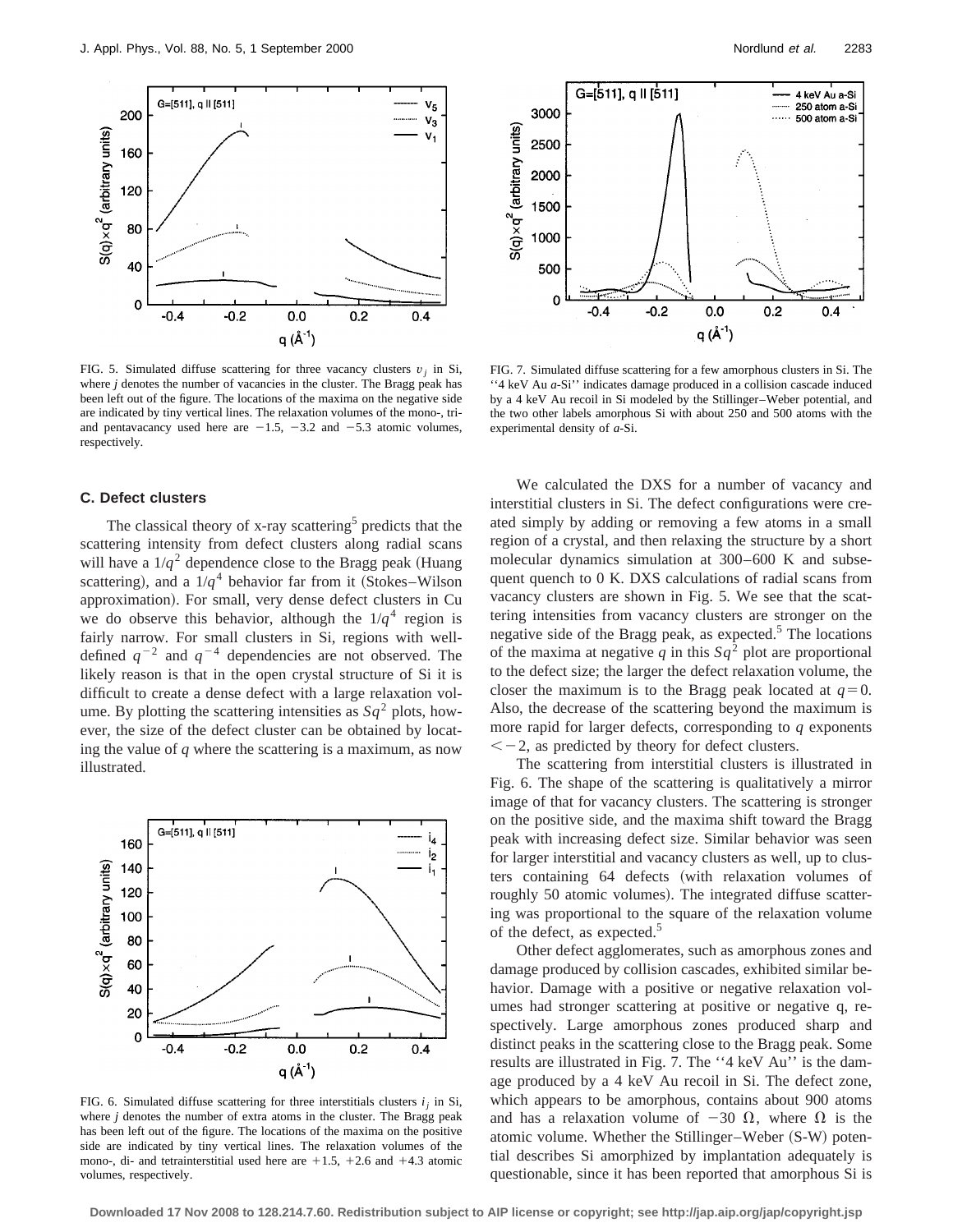FIG. 5. Simulated diffuse scattering for three vacancy clusters $v_j$ in Si, where $j$ denotes the number of vacancies in the cluster. The Bragg peak has been left out of the figure. The locations of the maxima on the negative side are indicated by tiny vertical lines. The relaxation volumes of the mono-, tri- and pentavacancy used here are −1.5, −3.2 and −5.3 atomic volumes, respectively.

FIG. 7. Simulated diffuse scattering for a few amorphous clusters in Si. The "4 keV Au *a*-Si" indicates damage produced in a collision cascade induced by a 4 keV Au recoil in Si modeled by the Stillinger–Weber potential, and the two other labels amorphous Si with about 250 and 500 atoms with the experimental density of *a*-Si.

### C. Defect clusters

The classical theory of x-ray scattering[5] predicts that the scattering intensity from defect clusters along radial scans will have a $1/q^2$ dependence close to the Bragg peak (Huang scattering), and a $1/q^4$ behavior far from it (Stokes–Wilson approximation). For small, very dense defect clusters in Cu we do observe this behavior, although the $1/q^4$ region is fairly narrow. For small clusters in Si, regions with well-defined $q^{-2}$ and $q^{-4}$ dependencies are not observed. The likely reason is that in the open crystal structure of Si it is difficult to create a dense defect with a large relaxation volume. By plotting the scattering intensities as $Sq^2$ plots, however, the size of the defect cluster can be obtained by locating the value of $q$ where the scattering is a maximum, as now illustrated.

FIG. 6. Simulated diffuse scattering for three interstitials clusters $i_j$ in Si, where $j$ denotes the number of extra atoms in the cluster. The Bragg peak has been left out of the figure. The locations of the maxima on the positive side are indicated by tiny vertical lines. The relaxation volumes of the mono-, di- and tetrainterstitial used here are +1.5, +2.6 and +4.3 atomic volumes, respectively.

We calculated the DXS for a number of vacancy and interstitial clusters in Si. The defect configurations were created simply by adding or removing a few atoms in a small region of a crystal, and then relaxing the structure by a short molecular dynamics simulation at 300–600 K and subsequent quench to 0 K. DXS calculations of radial scans from vacancy clusters are shown in Fig. 5. We see that the scattering intensities from vacancy clusters are stronger on the negative side of the Bragg peak, as expected.[5] The locations of the maxima at negative $q$ in this $Sq^2$ plot are proportional to the defect size; the larger the defect relaxation volume, the closer the maximum is to the Bragg peak located at $q=0$. Also, the decrease of the scattering beyond the maximum is more rapid for larger defects, corresponding to $q$ exponents $<-2$, as predicted by theory for defect clusters.

The scattering from interstitial clusters is illustrated in Fig. 6. The shape of the scattering is qualitatively a mirror image of that for vacancy clusters. The scattering is stronger on the positive side, and the maxima shift toward the Bragg peak with increasing defect size. Similar behavior was seen for larger interstitial and vacancy clusters as well, up to clusters containing 64 defects (with relaxation volumes of roughly 50 atomic volumes). The integrated diffuse scattering was proportional to the square of the relaxation volume of the defect, as expected.[5]

Other defect agglomerates, such as amorphous zones and damage produced by collision cascades, exhibited similar behavior. Damage with a positive or negative relaxation volumes had stronger scattering at positive or negative q, respectively. Large amorphous zones produced sharp and distinct peaks in the scattering close to the Bragg peak. Some results are illustrated in Fig. 7. The "4 keV Au" is the damage produced by a 4 keV Au recoil in Si. The defect zone, which appears to be amorphous, contains about 900 atoms and has a relaxation volume of $-30\ \Omega$, where $\Omega$ is the atomic volume. Whether the Stillinger–Weber (S-W) potential describes Si amorphized by implantation adequately is questionable, since it has been reported that amorphous Si is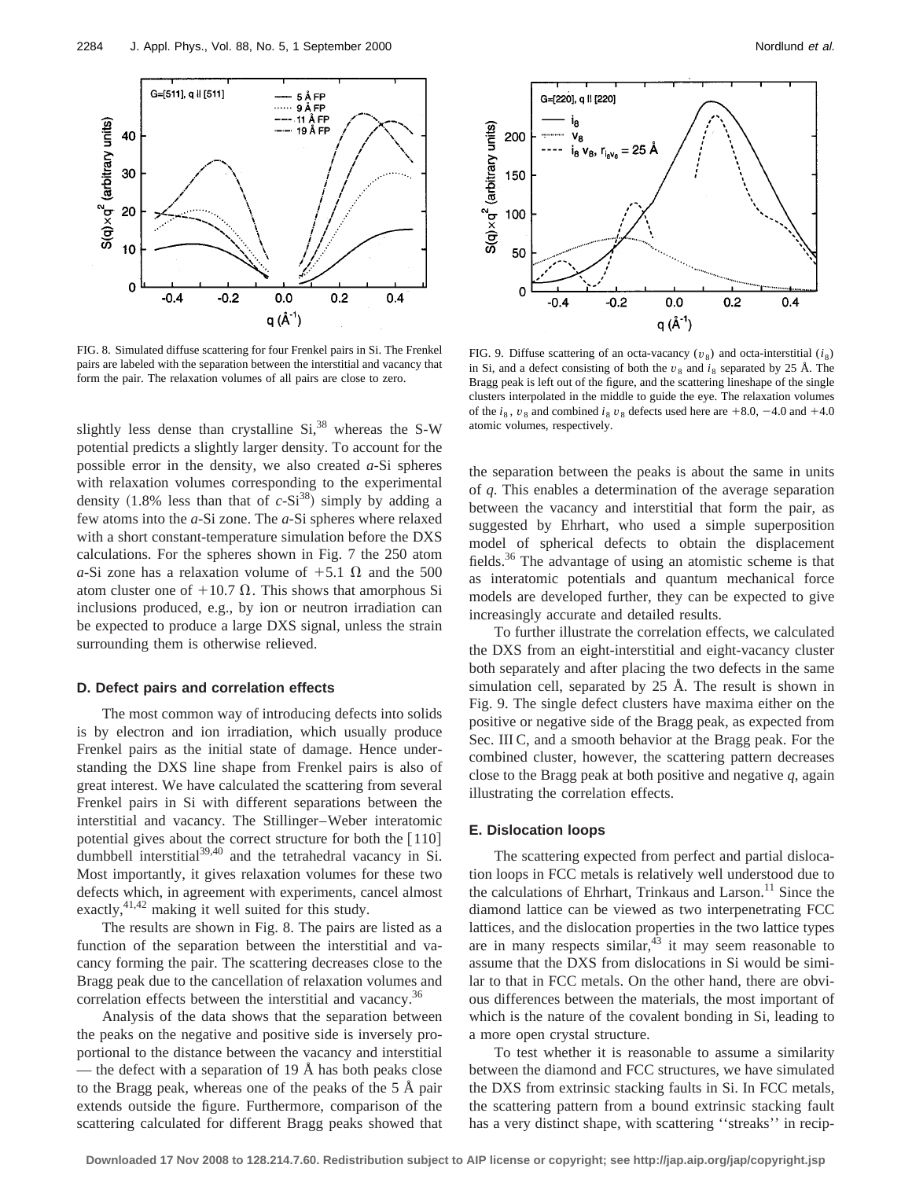FIG. 8. Simulated diffuse scattering for four Frenkel pairs in Si. The Frenkel pairs are labeled with the separation between the interstitial and vacancy that form the pair. The relaxation volumes of all pairs are close to zero.

FIG. 9. Diffuse scattering of an octa-vacancy ($v_8$) and octa-interstitial ($i_8$) in Si, and a defect consisting of both the $v_8$ and $i_8$ separated by 25 Å. The Bragg peak is left out of the figure, and the scattering lineshape of the single clusters interpolated in the middle to guide the eye. The relaxation volumes of the $i_8$, $v_8$ and combined $i_8\,v_8$ defects used here are +8.0, −4.0 and +4.0 atomic volumes, respectively.

slightly less dense than crystalline Si,[38] whereas the S-W potential predicts a slightly larger density. To account for the possible error in the density, we also created *a*-Si spheres with relaxation volumes corresponding to the experimental density (1.8% less than that of *c*-Si[38]) simply by adding a few atoms into the *a*-Si zone. The *a*-Si spheres where relaxed with a short constant-temperature simulation before the DXS calculations. For the spheres shown in Fig. 7 the 250 atom *a*-Si zone has a relaxation volume of +5.1 Ω and the 500 atom cluster one of +10.7 Ω. This shows that amorphous Si inclusions produced, e.g., by ion or neutron irradiation can be expected to produce a large DXS signal, unless the strain surrounding them is otherwise relieved.

### D. Defect pairs and correlation effects

The most common way of introducing defects into solids is by electron and ion irradiation, which usually produce Frenkel pairs as the initial state of damage. Hence understanding the DXS line shape from Frenkel pairs is also of great interest. We have calculated the scattering from several Frenkel pairs in Si with different separations between the interstitial and vacancy. The Stillinger–Weber interatomic potential gives about the correct structure for both the [110] dumbbell interstitial[39,40] and the tetrahedral vacancy in Si. Most importantly, it gives relaxation volumes for these two defects which, in agreement with experiments, cancel almost exactly,[41,42] making it well suited for this study.

The results are shown in Fig. 8. The pairs are listed as a function of the separation between the interstitial and vacancy forming the pair. The scattering decreases close to the Bragg peak due to the cancellation of relaxation volumes and correlation effects between the interstitial and vacancy.[36]

Analysis of the data shows that the separation between the peaks on the negative and positive side is inversely proportional to the distance between the vacancy and interstitial — the defect with a separation of 19 Å has both peaks close to the Bragg peak, whereas one of the peaks of the 5 Å pair extends outside the figure. Furthermore, comparison of the scattering calculated for different Bragg peaks showed that the separation between the peaks is about the same in units of *q*. This enables a determination of the average separation between the vacancy and interstitial that form the pair, as suggested by Ehrhart, who used a simple superposition model of spherical defects to obtain the displacement fields.[36] The advantage of using an atomistic scheme is that as interatomic potentials and quantum mechanical force models are developed further, they can be expected to give increasingly accurate and detailed results.

To further illustrate the correlation effects, we calculated the DXS from an eight-interstitial and eight-vacancy cluster both separately and after placing the two defects in the same simulation cell, separated by 25 Å. The result is shown in Fig. 9. The single defect clusters have maxima either on the positive or negative side of the Bragg peak, as expected from Sec. III C, and a smooth behavior at the Bragg peak. For the combined cluster, however, the scattering pattern decreases close to the Bragg peak at both positive and negative *q*, again illustrating the correlation effects.

### E. Dislocation loops

The scattering expected from perfect and partial dislocation loops in FCC metals is relatively well understood due to the calculations of Ehrhart, Trinkaus and Larson.[11] Since the diamond lattice can be viewed as two interpenetrating FCC lattices, and the dislocation properties in the two lattice types are in many respects similar,[43] it may seem reasonable to assume that the DXS from dislocations in Si would be similar to that in FCC metals. On the other hand, there are obvious differences between the materials, the most important of which is the nature of the covalent bonding in Si, leading to a more open crystal structure.

To test whether it is reasonable to assume a similarity between the diamond and FCC structures, we have simulated the DXS from extrinsic stacking faults in Si. In FCC metals, the scattering pattern from a bound extrinsic stacking fault has a very distinct shape, with scattering ''streaks'' in recip-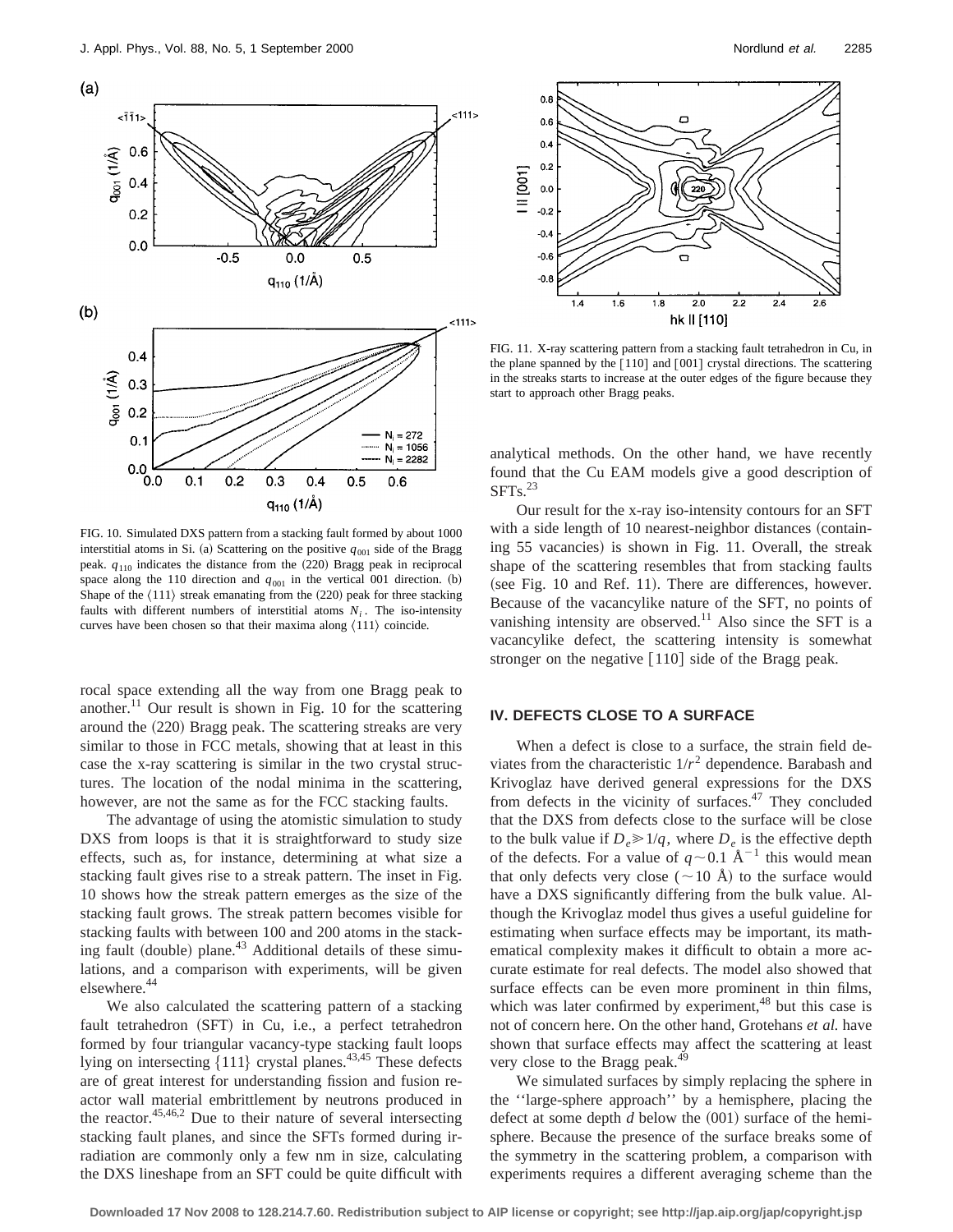FIG. 10. Simulated DXS pattern from a stacking fault formed by about 1000 interstitial atoms in Si. (a) Scattering on the positive $q_{001}$ side of the Bragg peak. $q_{110}$ indicates the distance from the (220) Bragg peak in reciprocal space along the 110 direction and $q_{001}$ in the vertical 001 direction. (b) Shape of the ⟨111⟩ streak emanating from the (220) peak for three stacking faults with different numbers of interstitial atoms $N_i$. The iso-intensity curves have been chosen so that their maxima along ⟨111⟩ coincide.

rocal space extending all the way from one Bragg peak to another.[11] Our result is shown in Fig. 10 for the scattering around the (220) Bragg peak. The scattering streaks are very similar to those in FCC metals, showing that at least in this case the x-ray scattering is similar in the two crystal structures. The location of the nodal minima in the scattering, however, are not the same as for the FCC stacking faults.

The advantage of using the atomistic simulation to study DXS from loops is that it is straightforward to study size effects, such as, for instance, determining at what size a stacking fault gives rise to a streak pattern. The inset in Fig. 10 shows how the streak pattern emerges as the size of the stacking fault grows. The streak pattern becomes visible for stacking faults with between 100 and 200 atoms in the stacking fault (double) plane.[43] Additional details of these simulations, and a comparison with experiments, will be given elsewhere.[44]

We also calculated the scattering pattern of a stacking fault tetrahedron (SFT) in Cu, i.e., a perfect tetrahedron formed by four triangular vacancy-type stacking fault loops lying on intersecting {111} crystal planes.[43,45] These defects are of great interest for understanding fission and fusion reactor wall material embrittlement by neutrons produced in the reactor.[45,46,2] Due to their nature of several intersecting stacking fault planes, and since the SFTs formed during irradiation are commonly only a few nm in size, calculating the DXS lineshape from an SFT could be quite difficult with analytical methods. On the other hand, we have recently found that the Cu EAM models give a good description of SFTs.[23]

FIG. 11. X-ray scattering pattern from a stacking fault tetrahedron in Cu, in the plane spanned by the [110] and [001] crystal directions. The scattering in the streaks starts to increase at the outer edges of the figure because they start to approach other Bragg peaks.

Our result for the x-ray iso-intensity contours for an SFT with a side length of 10 nearest-neighbor distances (containing 55 vacancies) is shown in Fig. 11. Overall, the streak shape of the scattering resembles that from stacking faults (see Fig. 10 and Ref. 11). There are differences, however. Because of the vacancylike nature of the SFT, no points of vanishing intensity are observed.[11] Also since the SFT is a vacancylike defect, the scattering intensity is somewhat stronger on the negative [110] side of the Bragg peak.

## IV. DEFECTS CLOSE TO A SURFACE

When a defect is close to a surface, the strain field deviates from the characteristic $1/r^2$ dependence. Barabash and Krivoglaz have derived general expressions for the DXS from defects in the vicinity of surfaces.[47] They concluded that the DXS from defects close to the surface will be close to the bulk value if $D_e \gg 1/q$, where $D_e$ is the effective depth of the defects. For a value of $q \sim 0.1$ Å$^{-1}$ this would mean that only defects very close (~10 Å) to the surface would have a DXS significantly differing from the bulk value. Although the Krivoglaz model thus gives a useful guideline for estimating when surface effects may be important, its mathematical complexity makes it difficult to obtain a more accurate estimate for real defects. The model also showed that surface effects can be even more prominent in thin films, which was later confirmed by experiment,[48] but this case is not of concern here. On the other hand, Grotehans *et al.* have shown that surface effects may affect the scattering at least very close to the Bragg peak.[49]

We simulated surfaces by simply replacing the sphere in the ''large-sphere approach'' by a hemisphere, placing the defect at some depth $d$ below the (001) surface of the hemisphere. Because the presence of the surface breaks some of the symmetry in the scattering problem, a comparison with experiments requires a different averaging scheme than the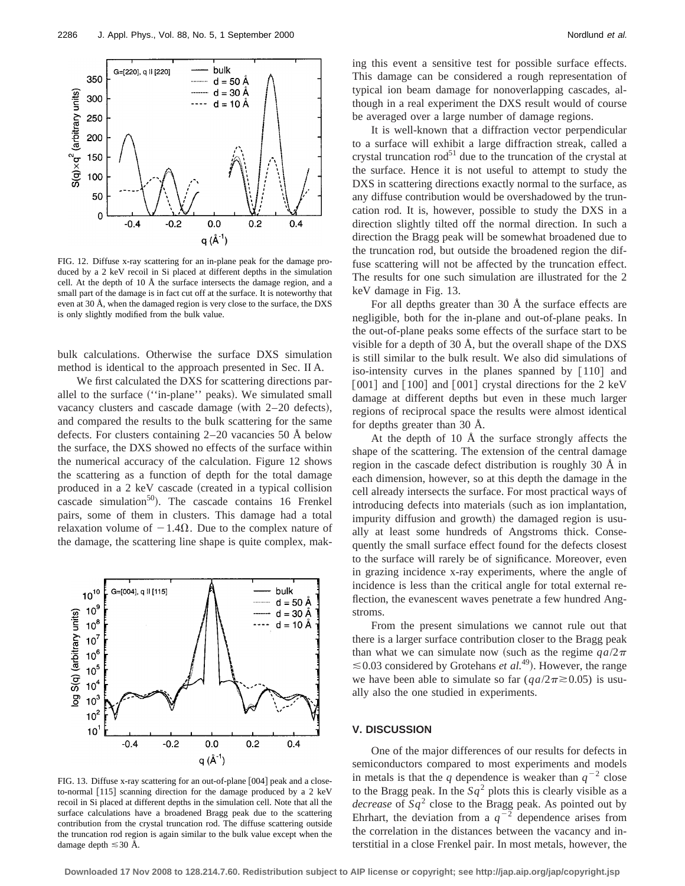FIG. 12. Diffuse x-ray scattering for an in-plane peak for the damage produced by a 2 keV recoil in Si placed at different depths in the simulation cell. At the depth of 10 Å the surface intersects the damage region, and a small part of the damage is in fact cut off at the surface. It is noteworthy that even at 30 Å, when the damaged region is very close to the surface, the DXS is only slightly modified from the bulk value.

bulk calculations. Otherwise the surface DXS simulation method is identical to the approach presented in Sec. II A.

We first calculated the DXS for scattering directions parallel to the surface (''in-plane'' peaks). We simulated small vacancy clusters and cascade damage (with 2–20 defects), and compared the results to the bulk scattering for the same defects. For clusters containing 2–20 vacancies 50 Å below the surface, the DXS showed no effects of the surface within the numerical accuracy of the calculation. Figure 12 shows the scattering as a function of depth for the total damage produced in a 2 keV cascade (created in a typical collision cascade simulation[50]). The cascade contains 16 Frenkel pairs, some of them in clusters. This damage had a total relaxation volume of $-1.4\Omega$. Due to the complex nature of the damage, the scattering line shape is quite complex, making this event a sensitive test for possible surface effects. This damage can be considered a rough representation of typical ion beam damage for nonoverlapping cascades, although in a real experiment the DXS result would of course be averaged over a large number of damage regions.

It is well-known that a diffraction vector perpendicular to a surface will exhibit a large diffraction streak, called a crystal truncation rod[51] due to the truncation of the crystal at the surface. Hence it is not useful to attempt to study the DXS in scattering directions exactly normal to the surface, as any diffuse contribution would be overshadowed by the truncation rod. It is, however, possible to study the DXS in a direction slightly tilted off the normal direction. In such a direction the Bragg peak will be somewhat broadened due to the truncation rod, but outside the broadened region the diffuse scattering will not be affected by the truncation effect. The results for one such simulation are illustrated for the 2 keV damage in Fig. 13.

FIG. 13. Diffuse x-ray scattering for an out-of-plane [004] peak and a close-to-normal [115] scanning direction for the damage produced by a 2 keV recoil in Si placed at different depths in the simulation cell. Note that all the surface calculations have a broadened Bragg peak due to the scattering contribution from the crystal truncation rod. The diffuse scattering outside the truncation rod region is again similar to the bulk value except when the damage depth $\lesssim 30$ Å.

For all depths greater than 30 Å the surface effects are negligible, both for the in-plane and out-of-plane peaks. In the out-of-plane peaks some effects of the surface start to be visible for a depth of 30 Å, but the overall shape of the DXS is still similar to the bulk result. We also did simulations of iso-intensity curves in the planes spanned by [110] and [001] and [100] and [001] crystal directions for the 2 keV damage at different depths but even in these much larger regions of reciprocal space the results were almost identical for depths greater than 30 Å.

At the depth of 10 Å the surface strongly affects the shape of the scattering. The extension of the central damage region in the cascade defect distribution is roughly 30 Å in each dimension, however, so at this depth the damage in the cell already intersects the surface. For most practical ways of introducing defects into materials (such as ion implantation, impurity diffusion and growth) the damaged region is usually at least some hundreds of Angstroms thick. Consequently the small surface effect found for the defects closest to the surface will rarely be of significance. Moreover, even in grazing incidence x-ray experiments, where the angle of incidence is less than the critical angle for total external reflection, the evanescent waves penetrate a few hundred Angstroms.

From the present simulations we cannot rule out that there is a larger surface contribution closer to the Bragg peak than what we can simulate now (such as the regime $qa/2\pi \lesssim 0.03$ considered by Grotehans *et al.*[49]). However, the range we have been able to simulate so far ($qa/2\pi \gtrsim 0.05$) is usually also the one studied in experiments.

## V. DISCUSSION

One of the major differences of our results for defects in semiconductors compared to most experiments and models in metals is that the $q$ dependence is weaker than $q^{-2}$ close to the Bragg peak. In the $Sq^2$ plots this is clearly visible as a *decrease* of $Sq^2$ close to the Bragg peak. As pointed out by Ehrhart, the deviation from a $q^{-2}$ dependence arises from the correlation in the distances between the vacancy and interstitial in a close Frenkel pair. In most metals, however, the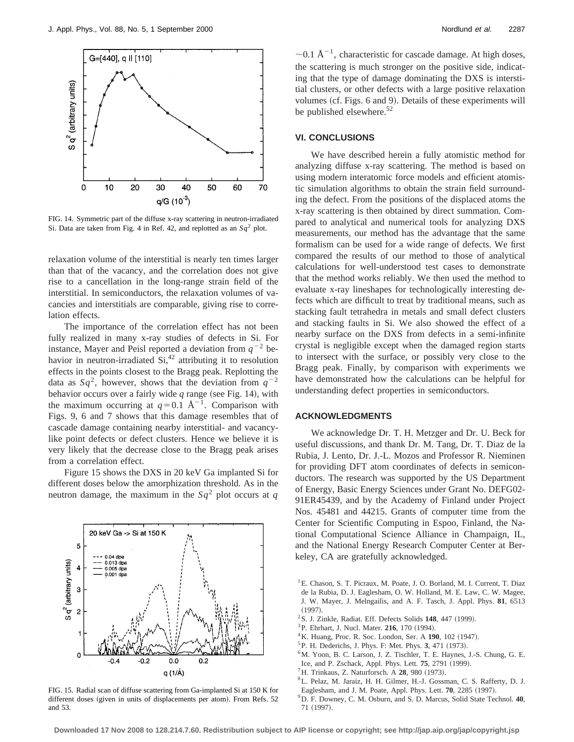G=[440], q || [110]

$S\,q^2$ (arbitrary units)

0 10 20 30 40 50 60 70

q/G ($10^{-3}$)

FIG. 14. Symmetric part of the diffuse x-ray scattering in neutron-irradiated Si. Data are taken from Fig. 4 in Ref. 42, and replotted as an $Sq^2$ plot.

relaxation volume of the interstitial is nearly ten times larger than that of the vacancy, and the correlation does not give rise to a cancellation in the long-range strain field of the interstitial. In semiconductors, the relaxation volumes of vacancies and interstitials are comparable, giving rise to correlation effects.

The importance of the correlation effect has not been fully realized in many x-ray studies of defects in Si. For instance, Mayer and Peisl reported a deviation from $q^{-2}$ behavior in neutron-irradiated Si,[42] attributing it to resolution effects in the points closest to the Bragg peak. Replotting the data as $Sq^2$, however, shows that the deviation from $q^{-2}$ behavior occurs over a fairly wide $q$ range (see Fig. 14), with the maximum occurring at $q = 0.1$ Å$^{-1}$. Comparison with Figs. 9, 6 and 7 shows that this damage resembles that of cascade damage containing nearby interstitial- and vacancy-like point defects or defect clusters. Hence we believe it is very likely that the decrease close to the Bragg peak arises from a correlation effect.

Figure 15 shows the DXS in 20 keV Ga implanted Si for different doses below the amorphization threshold. As in the neutron damage, the maximum in the $Sq^2$ plot occurs at $q$ $\sim 0.1$ Å$^{-1}$, characteristic for cascade damage. At high doses, the scattering is much stronger on the positive side, indicating that the type of damage dominating the DXS is interstitial clusters, or other defects with a large positive relaxation volumes (cf. Figs. 6 and 9). Details of these experiments will be published elsewhere.[52]

20 keV Ga -> Si at 150 K

0.04 dpa
0.013 dpa
0.005 dpa
0.001 dpa

$S\,q^2$ (arbitrary units)

0 1 2 3 4 5

-0.4 -0.2 0.0 0.2

q (1/Å)

FIG. 15. Radial scan of diffuse scattering from Ga-implanted Si at 150 K for different doses (given in units of displacements per atom). From Refs. 52 and 53.

## VI. CONCLUSIONS

We have described herein a fully atomistic method for analyzing diffuse x-ray scattering. The method is based on using modern interatomic force models and efficient atomistic simulation algorithms to obtain the strain field surrounding the defect. From the positions of the displaced atoms the x-ray scattering is then obtained by direct summation. Compared to analytical and numerical tools for analyzing DXS measurements, our method has the advantage that the same formalism can be used for a wide range of defects. We first compared the results of our method to those of analytical calculations for well-understood test cases to demonstrate that the method works reliably. We then used the method to evaluate x-ray lineshapes for technologically interesting defects which are difficult to treat by traditional means, such as stacking fault tetrahedra in metals and small defect clusters and stacking faults in Si. We also showed the effect of a nearby surface on the DXS from defects in a semi-infinite crystal is negligible except when the damaged region starts to intersect with the surface, or possibly very close to the Bragg peak. Finally, by comparison with experiments we have demonstrated how the calculations can be helpful for understanding defect properties in semiconductors.

## ACKNOWLEDGMENTS

We acknowledge Dr. T. H. Metzger and Dr. U. Beck for useful discussions, and thank Dr. M. Tang, Dr. T. Diaz de la Rubia, J. Lento, Dr. J.-L. Mozos and Professor R. Nieminen for providing DFT atom coordinates of defects in semiconductors. The research was supported by the US Department of Energy, Basic Energy Sciences under Grant No. DEFG02-91ER45439, and by the Academy of Finland under Project Nos. 45481 and 44215. Grants of computer time from the Center for Scientific Computing in Espoo, Finland, the National Computational Science Alliance in Champaign, IL, and the National Energy Research Computer Center at Berkeley, CA are gratefully acknowledged.

[1] E. Chason, S. T. Picraux, M. Poate, J. O. Borland, M. I. Current, T. Diaz de la Rubia, D. J. Eaglesham, O. W. Holland, M. E. Law, C. W. Magee, J. W. Mayer, J. Melngailis, and A. F. Tasch, J. Appl. Phys. **81**, 6513 (1997).

[2] S. J. Zinkle, Radiat. Eff. Defects Solids **148**, 447 (1999).

[3] P. Ehrhart, J. Nucl. Mater. **216**, 170 (1994).

[4] K. Huang, Proc. R. Soc. London, Ser. A **190**, 102 (1947).

[5] P. H. Dederichs, J. Phys. F: Met. Phys. **3**, 471 (1973).

[6] M. Yoon, B. C. Larson, J. Z. Tischler, T. E. Haynes, J.-S. Chung, G. E. Ice, and P. Zschack, Appl. Phys. Lett. **75**, 2791 (1999).

[7] H. Trinkaus, Z. Naturforsch. A **28**, 980 (1973).

[8] L. Pelaz, M. Jaraiz, H. H. Gilmer, H.-J. Gossman, C. S. Rafferty, D. J. Eaglesham, and J. M. Poate, Appl. Phys. Lett. **70**, 2285 (1997).

[9] D. F. Downey, C. M. Osburn, and S. D. Marcus, Solid State Technol. **40**, 71 (1997).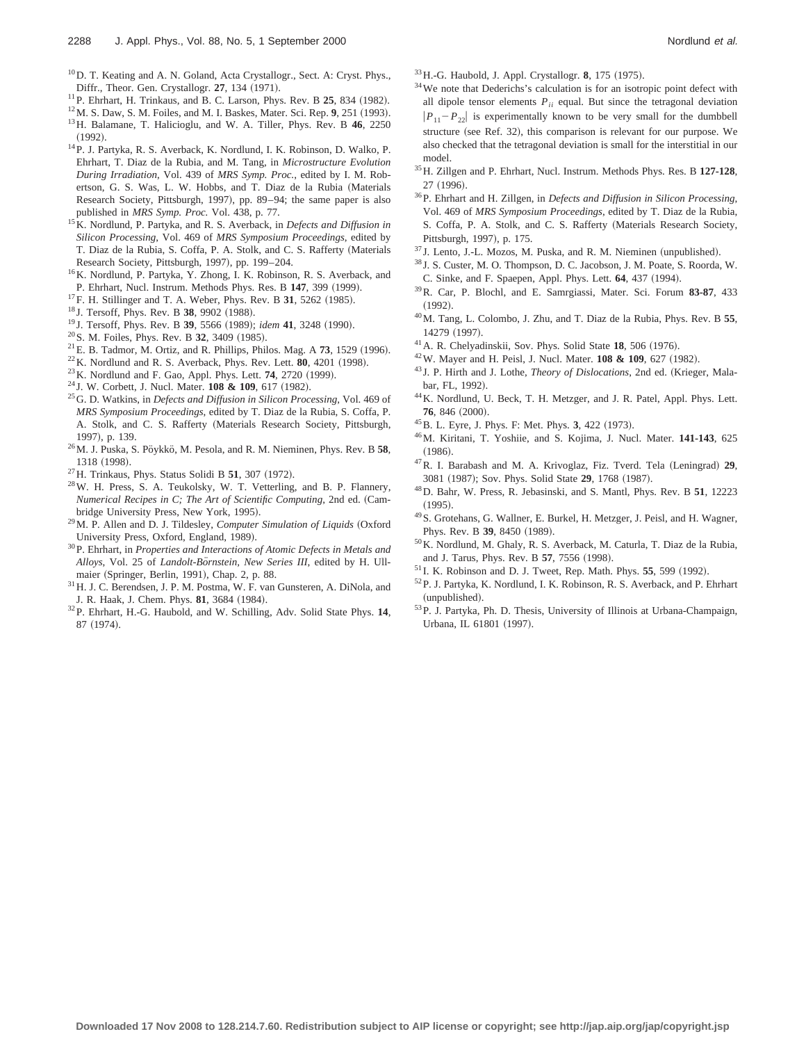[10] D. T. Keating and A. N. Goland, Acta Crystallogr., Sect. A: Cryst. Phys., Diffr., Theor. Gen. Crystallogr. **27**, 134 (1971).

[11] P. Ehrhart, H. Trinkaus, and B. C. Larson, Phys. Rev. B **25**, 834 (1982).

[12] M. S. Daw, S. M. Foiles, and M. I. Baskes, Mater. Sci. Rep. **9**, 251 (1993).

[13] H. Balamane, T. Halicioglu, and W. A. Tiller, Phys. Rev. B **46**, 2250 (1992).

[14] P. J. Partyka, R. S. Averback, K. Nordlund, I. K. Robinson, D. Walko, P. Ehrhart, T. Diaz de la Rubia, and M. Tang, in *Microstructure Evolution During Irradiation*, Vol. 439 of *MRS Symp. Proc.*, edited by I. M. Robertson, G. S. Was, L. W. Hobbs, and T. Diaz de la Rubia (Materials Research Society, Pittsburgh, 1997), pp. 89–94; the same paper is also published in *MRS Symp. Proc.* Vol. 438, p. 77.

[15] K. Nordlund, P. Partyka, and R. S. Averback, in *Defects and Diffusion in Silicon Processing*, Vol. 469 of *MRS Symposium Proceedings*, edited by T. Diaz de la Rubia, S. Coffa, P. A. Stolk, and C. S. Rafferty (Materials Research Society, Pittsburgh, 1997), pp. 199–204.

[16] K. Nordlund, P. Partyka, Y. Zhong, I. K. Robinson, R. S. Averback, and P. Ehrhart, Nucl. Instrum. Methods Phys. Res. B **147**, 399 (1999).

[17] F. H. Stillinger and T. A. Weber, Phys. Rev. B **31**, 5262 (1985).

[18] J. Tersoff, Phys. Rev. B **38**, 9902 (1988).

[19] J. Tersoff, Phys. Rev. B **39**, 5566 (1989); *idem* **41**, 3248 (1990).

[20] S. M. Foiles, Phys. Rev. B **32**, 3409 (1985).

[21] E. B. Tadmor, M. Ortiz, and R. Phillips, Philos. Mag. A **73**, 1529 (1996).

[22] K. Nordlund and R. S. Averback, Phys. Rev. Lett. **80**, 4201 (1998).

[23] K. Nordlund and F. Gao, Appl. Phys. Lett. **74**, 2720 (1999).

[24] J. W. Corbett, J. Nucl. Mater. **108 & 109**, 617 (1982).

[25] G. D. Watkins, in *Defects and Diffusion in Silicon Processing*, Vol. 469 of *MRS Symposium Proceedings*, edited by T. Diaz de la Rubia, S. Coffa, P. A. Stolk, and C. S. Rafferty (Materials Research Society, Pittsburgh, 1997), p. 139.

[26] M. J. Puska, S. Pöykkö, M. Pesola, and R. M. Nieminen, Phys. Rev. B **58**, 1318 (1998).

[27] H. Trinkaus, Phys. Status Solidi B **51**, 307 (1972).

[28] W. H. Press, S. A. Teukolsky, W. T. Vetterling, and B. P. Flannery, *Numerical Recipes in C; The Art of Scientific Computing*, 2nd ed. (Cambridge University Press, New York, 1995).

[29] M. P. Allen and D. J. Tildesley, *Computer Simulation of Liquids* (Oxford University Press, Oxford, England, 1989).

[30] P. Ehrhart, in *Properties and Interactions of Atomic Defects in Metals and Alloys*, Vol. 25 of *Landolt-Börnstein, New Series III*, edited by H. Ullmaier (Springer, Berlin, 1991), Chap. 2, p. 88.

[31] H. J. C. Berendsen, J. P. M. Postma, W. F. van Gunsteren, A. DiNola, and J. R. Haak, J. Chem. Phys. **81**, 3684 (1984).

[32] P. Ehrhart, H.-G. Haubold, and W. Schilling, Adv. Solid State Phys. **14**, 87 (1974).

[33] H.-G. Haubold, J. Appl. Crystallogr. **8**, 175 (1975).

[34] We note that Dederichs's calculation is for an isotropic point defect with all dipole tensor elements $P_{ii}$ equal. But since the tetragonal deviation $|P_{11}-P_{22}|$ is experimentally known to be very small for the dumbbell structure (see Ref. 32), this comparison is relevant for our purpose. We also checked that the tetragonal deviation is small for the interstitial in our model.

[35] H. Zillgen and P. Ehrhart, Nucl. Instrum. Methods Phys. Res. B **127-128**, 27 (1996).

[36] P. Ehrhart and H. Zillgen, in *Defects and Diffusion in Silicon Processing*, Vol. 469 of *MRS Symposium Proceedings*, edited by T. Diaz de la Rubia, S. Coffa, P. A. Stolk, and C. S. Rafferty (Materials Research Society, Pittsburgh, 1997), p. 175.

[37] J. Lento, J.-L. Mozos, M. Puska, and R. M. Nieminen (unpublished).

[38] J. S. Custer, M. O. Thompson, D. C. Jacobson, J. M. Poate, S. Roorda, W. C. Sinke, and F. Spaepen, Appl. Phys. Lett. **64**, 437 (1994).

[39] R. Car, P. Blochl, and E. Samrgiassi, Mater. Sci. Forum **83-87**, 433 (1992).

[40] M. Tang, L. Colombo, J. Zhu, and T. Diaz de la Rubia, Phys. Rev. B **55**, 14279 (1997).

[41] A. R. Chelyadinskii, Sov. Phys. Solid State **18**, 506 (1976).

[42] W. Mayer and H. Peisl, J. Nucl. Mater. **108 & 109**, 627 (1982).

[43] J. P. Hirth and J. Lothe, *Theory of Dislocations*, 2nd ed. (Krieger, Malabar, FL, 1992).

[44] K. Nordlund, U. Beck, T. H. Metzger, and J. R. Patel, Appl. Phys. Lett. **76**, 846 (2000).

[45] B. L. Eyre, J. Phys. F: Met. Phys. **3**, 422 (1973).

[46] M. Kiritani, T. Yoshiie, and S. Kojima, J. Nucl. Mater. **141-143**, 625 (1986).

[47] R. I. Barabash and M. A. Krivoglaz, Fiz. Tverd. Tela (Leningrad) **29**, 3081 (1987); Sov. Phys. Solid State **29**, 1768 (1987).

[48] D. Bahr, W. Press, R. Jebasinski, and S. Mantl, Phys. Rev. B **51**, 12223 (1995).

[49] S. Grotehans, G. Wallner, E. Burkel, H. Metzger, J. Peisl, and H. Wagner, Phys. Rev. B **39**, 8450 (1989).

[50] K. Nordlund, M. Ghaly, R. S. Averback, M. Caturla, T. Diaz de la Rubia, and J. Tarus, Phys. Rev. B **57**, 7556 (1998).

[51] I. K. Robinson and D. J. Tweet, Rep. Math. Phys. **55**, 599 (1992).

[52] P. J. Partyka, K. Nordlund, I. K. Robinson, R. S. Averback, and P. Ehrhart (unpublished).

[53] P. J. Partyka, Ph. D. Thesis, University of Illinois at Urbana-Champaign, Urbana, IL 61801 (1997).